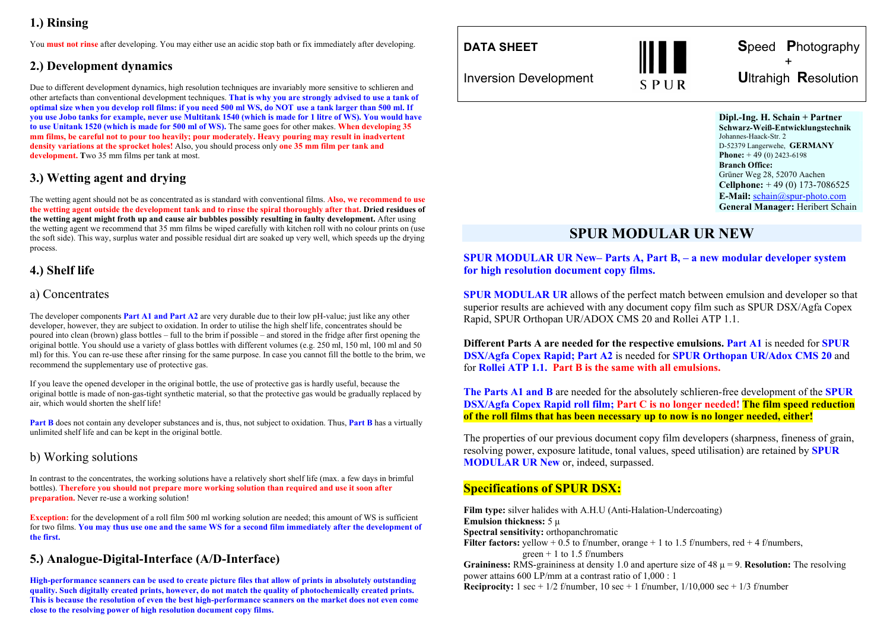## 1.) Rinsing

You **must not rinse** after developing. You may either use an acidic stop bath or fix immediately after developing.

## 2.) Development dynamics

Due to different development dynamics, high resolution techniques are invariably more sensitive to schlieren and other artefacts than conventional development techniques. **That is why you are strongly advised to use a tank of optimal size when you develop roll films: if you need 500 ml WS, do NOT use a tank larger than 500 ml. If you use Jobo tanks for example, never use Multitank 1540 (which is made for 1 litre of WS). You would have to use Unitank 1520 (which is made for 500 ml of WS).** The same goes for other makes. **When developing 35 mm films, be careful not to pour too heavily; pour moderately. Heavy pouring may result in inadvertent density variations at the sprocket holes!** Also, you should process only **one 35 mm film per tank and development. T**wo 35 mm films per tank at most.

## 3.) Wetting agent and drying

The wetting agent should not be as concentrated as is standard with conventional films. **Also, we recommend to use the wetting agent outside the development tank and to rinse the spiral thoroughly after that. Dried residues of the wetting agent might froth up and cause air bubbles possibly resulting in faulty development.** After using the wetting agent we recommend that 35 mm films be wiped carefully with kitchen roll with no colour prints on (use the soft side). This way, surplus water and possible residual dirt are soaked up very well, which speeds up the drying process.

## 4.) Shelf life

### a) Concentrates

The developer components **Part A1 and Part A2** are very durable due to their low pH-value; just like any other developer, however, they are subject to oxidation. In order to utilise the high shelf life, concentrates should be poured into clean (brown) glass bottles – full to the brim if possible – and stored in the fridge after first opening the original bottle. You should use a variety of glass bottles with different volumes (e.g. 250 ml, 150 ml, 100 ml and 50 ml) for this. You can re-use these after rinsing for the same purpose. In case you cannot fill the bottle to the brim, we recommend the supplementary use of protective gas.

If you leave the opened developer in the original bottle, the use of protective gas is hardly useful, because the original bottle is made of non-gas-tight synthetic material, so that the protective gas would be gradually replaced by air, which would shorten the shelf life!

**Part B** does not contain any developer substances and is, thus, not subject to oxidation. Thus, **Part B** has a virtually unlimited shelf life and can be kept in the original bottle.

### b) Working solutions

In contrast to the concentrates, the working solutions have a relatively short shelf life (max. a few days in brimful bottles). **Therefore you should not prepare more working solution than required and use it soon after preparation.** Never re-use a working solution!

**Exception:** for the development of a roll film 500 ml working solution are needed; this amount of WS is sufficient for two films. **You may thus use one and the same WS for a second film immediately after the development of the first.**

## 5.) Analogue-Digital-Interface (A/D-Interface)

**High-performance scanners can be used to create picture files that allow of prints in absolutely outstanding quality. Such digitally created prints, however, do not match the quality of photochemically created prints. This is because the resolution of even the best high-performance scanners on the market does not even come close to the resolving power of high resolution document copy films.**

---

**DATA SHEET**

Inversion Development

SPUR

**S**peed **P**hotography + **U**ltrahigh **R**esolution

**Dipl.-Ing. H. Schain + Partner**
**Schwarz-Weiß-Entwicklungstechnik**
Johannes-Haack-Str. 2
D-52379 Langerwehe, **GERMANY**
**Phone:** + 49 (0) 2423-6198
**Branch Office:**
Grüner Weg 28, 52070 Aachen
**Cellphone:** + 49 (0) 173-7086525
**E-Mail:** schain@spur-photo.com
**General Manager:** Heribert Schain

# SPUR MODULAR UR NEW

**SPUR MODULAR UR New– Parts A, Part B, – a new modular developer system for high resolution document copy films.**

**SPUR MODULAR UR** allows of the perfect match between emulsion and developer so that superior results are achieved with any document copy film such as SPUR DSX/Agfa Copex Rapid, SPUR Orthopan UR/ADOX CMS 20 and Rollei ATP 1.1.

**Different Parts A are needed for the respective emulsions. Part A1** is needed for **SPUR DSX/Agfa Copex Rapid; Part A2** is needed for **SPUR Orthopan UR/Adox CMS 20** and for **Rollei ATP 1.1. Part B is the same with all emulsions.**

**The Parts A1 and B** are needed for the absolutely schlieren-free development of the **SPUR DSX/Agfa Copex Rapid roll film; Part C is no longer needed! The film speed reduction of the roll films that has been necessary up to now is no longer needed, either!**

The properties of our previous document copy film developers (sharpness, fineness of grain, resolving power, exposure latitude, tonal values, speed utilisation) are retained by **SPUR MODULAR UR New** or, indeed, surpassed.

## Specifications of SPUR DSX:

**Film type:** silver halides with A.H.U (Anti-Halation-Undercoating)
**Emulsion thickness:** 5 μ
**Spectral sensitivity:** orthopanchromatic
**Filter factors:** yellow + 0.5 to f/number, orange + 1 to 1.5 f/numbers, red + 4 f/numbers, green + 1 to 1.5 f/numbers
**Graininess:** RMS-graininess at density 1.0 and aperture size of 48 μ = 9. **Resolution:** The resolving power attains 600 LP/mm at a contrast ratio of 1,000 : 1
**Reciprocity:** 1 sec + 1/2 f/number, 10 sec + 1 f/number, 1/10,000 sec + 1/3 f/number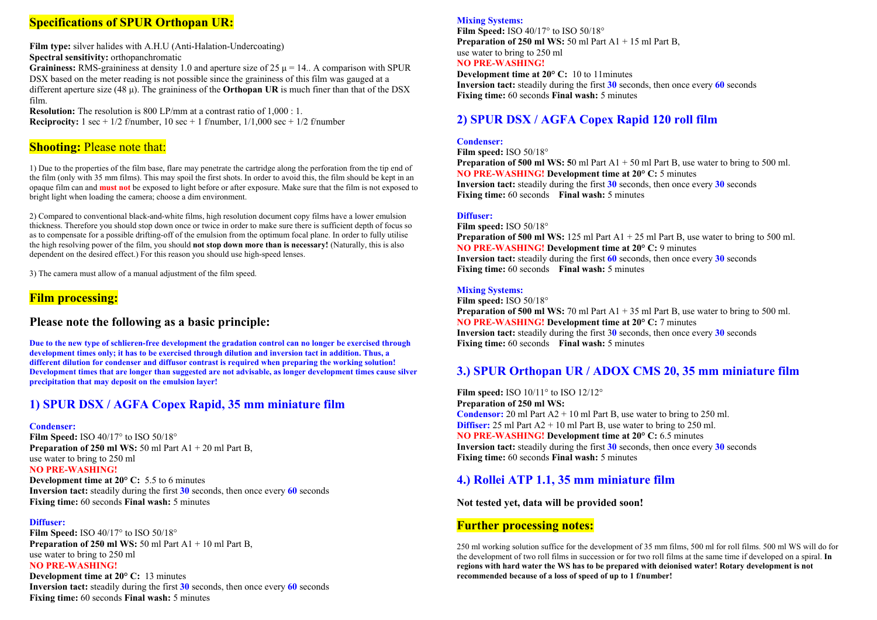## Specifications of SPUR Orthopan UR:

**Film type:** silver halides with A.H.U (Anti-Halation-Undercoating)
**Spectral sensitivity:** orthopanchromatic
**Graininess:** RMS-graininess at density 1.0 and aperture size of 25 μ = 14.. A comparison with SPUR DSX based on the meter reading is not possible since the graininess of this film was gauged at a different aperture size (48 μ). The graininess of the **Orthopan UR** is much finer than that of the DSX film.
**Resolution:** The resolution is 800 LP/mm at a contrast ratio of 1,000 : 1.
**Reciprocity:** 1 sec + 1/2 f/number, 10 sec + 1 f/number, 1/1,000 sec + 1/2 f/number

## Shooting: Please note that:

1) Due to the properties of the film base, flare may penetrate the cartridge along the perforation from the tip end of the film (only with 35 mm films). This may spoil the first shots. In order to avoid this, the film should be kept in an opaque film can and **must not** be exposed to light before or after exposure. Make sure that the film is not exposed to bright light when loading the camera; choose a dim environment.

2) Compared to conventional black-and-white films, high resolution document copy films have a lower emulsion thickness. Therefore you should stop down once or twice in order to make sure there is sufficient depth of focus so as to compensate for a possible drifting-off of the emulsion from the optimum focal plane. In order to fully utilise the high resolving power of the film, you should **not stop down more than is necessary!** (Naturally, this is also dependent on the desired effect.) For this reason you should use high-speed lenses.

3) The camera must allow of a manual adjustment of the film speed.

## Film processing:

### Please note the following as a basic principle:

**Due to the new type of schlieren-free development the gradation control can no longer be exercised through development times only; it has to be exercised through dilution and inversion tact in addition. Thus, a different dilution for condenser and diffusor contrast is required when preparing the working solution! Development times that are longer than suggested are not advisable, as longer development times cause silver precipitation that may deposit on the emulsion layer!**

## 1) SPUR DSX / AGFA Copex Rapid, 35 mm miniature film

**Condenser:**
**Film Speed:** ISO 40/17° to ISO 50/18°
**Preparation of 250 ml WS:** 50 ml Part A1 + 20 ml Part B, use water to bring to 250 ml
**NO PRE-WASHING!**
**Development time at 20° C:** 5.5 to 6 minutes
**Inversion tact:** steadily during the first **30** seconds, then once every **60** seconds
**Fixing time:** 60 seconds **Final wash:** 5 minutes

**Diffuser:**
**Film Speed:** ISO 40/17° to ISO 50/18°
**Preparation of 250 ml WS:** 50 ml Part A1 + 10 ml Part B, use water to bring to 250 ml
**NO PRE-WASHING!**
**Development time at 20° C:** 13 minutes
**Inversion tact:** steadily during the first **30** seconds, then once every **60** seconds
**Fixing time:** 60 seconds **Final wash:** 5 minutes

**Mixing Systems:**
**Film Speed:** ISO 40/17° to ISO 50/18°
**Preparation of 250 ml WS:** 50 ml Part A1 + 15 ml Part B, use water to bring to 250 ml
**NO PRE-WASHING!**
**Development time at 20° C:** 10 to 11minutes
**Inversion tact:** steadily during the first **30** seconds, then once every **60** seconds
**Fixing time:** 60 seconds **Final wash:** 5 minutes

## 2) SPUR DSX / AGFA Copex Rapid 120 roll film

**Condenser:**
**Film speed:** ISO 50/18°
**Preparation of 500 ml WS:** 50 ml Part A1 + 50 ml Part B, use water to bring to 500 ml.
**NO PRE-WASHING! Development time at 20° C:** 5 minutes
**Inversion tact:** steadily during the first **30** seconds, then once every **30** seconds
**Fixing time:** 60 seconds **Final wash:** 5 minutes

**Diffuser:**
**Film speed:** ISO 50/18°
**Preparation of 500 ml WS:** 125 ml Part A1 + 25 ml Part B, use water to bring to 500 ml.
**NO PRE-WASHING! Development time at 20° C:** 9 minutes
**Inversion tact:** steadily during the first **60** seconds, then once every **30** seconds
**Fixing time:** 60 seconds **Final wash:** 5 minutes

**Mixing Systems:**
**Film speed:** ISO 50/18°
**Preparation of 500 ml WS:** 70 ml Part A1 + 35 ml Part B, use water to bring to 500 ml.
**NO PRE-WASHING! Development time at 20° C:** 7 minutes
**Inversion tact:** steadily during the first 3**0** seconds, then once every **30** seconds
**Fixing time:** 60 seconds **Final wash:** 5 minutes

## 3.) SPUR Orthopan UR / ADOX CMS 20, 35 mm miniature film

**Film speed:** ISO 10/11° to ISO 12/12°
**Preparation of 250 ml WS:**
**Condensor:** 20 ml Part A2 + 10 ml Part B, use water to bring to 250 ml.
**Diffiser:** 25 ml Part A2 + 10 ml Part B, use water to bring to 250 ml.
**NO PRE-WASHING! Development time at 20° C:** 6.5 minutes
**Inversion tact:** steadily during the first **30** seconds, then once every **30** seconds
**Fixing time:** 60 seconds **Final wash:** 5 minutes

## 4.) Rollei ATP 1.1, 35 mm miniature film

**Not tested yet, data will be provided soon!**

## Further processing notes:

250 ml working solution suffice for the development of 35 mm films, 500 ml for roll films. 500 ml WS will do for the development of two roll films in succession or for two roll films at the same time if developed on a spiral. **In regions with hard water the WS has to be prepared with deionised water! Rotary development is not recommended because of a loss of speed of up to 1 f/number!**